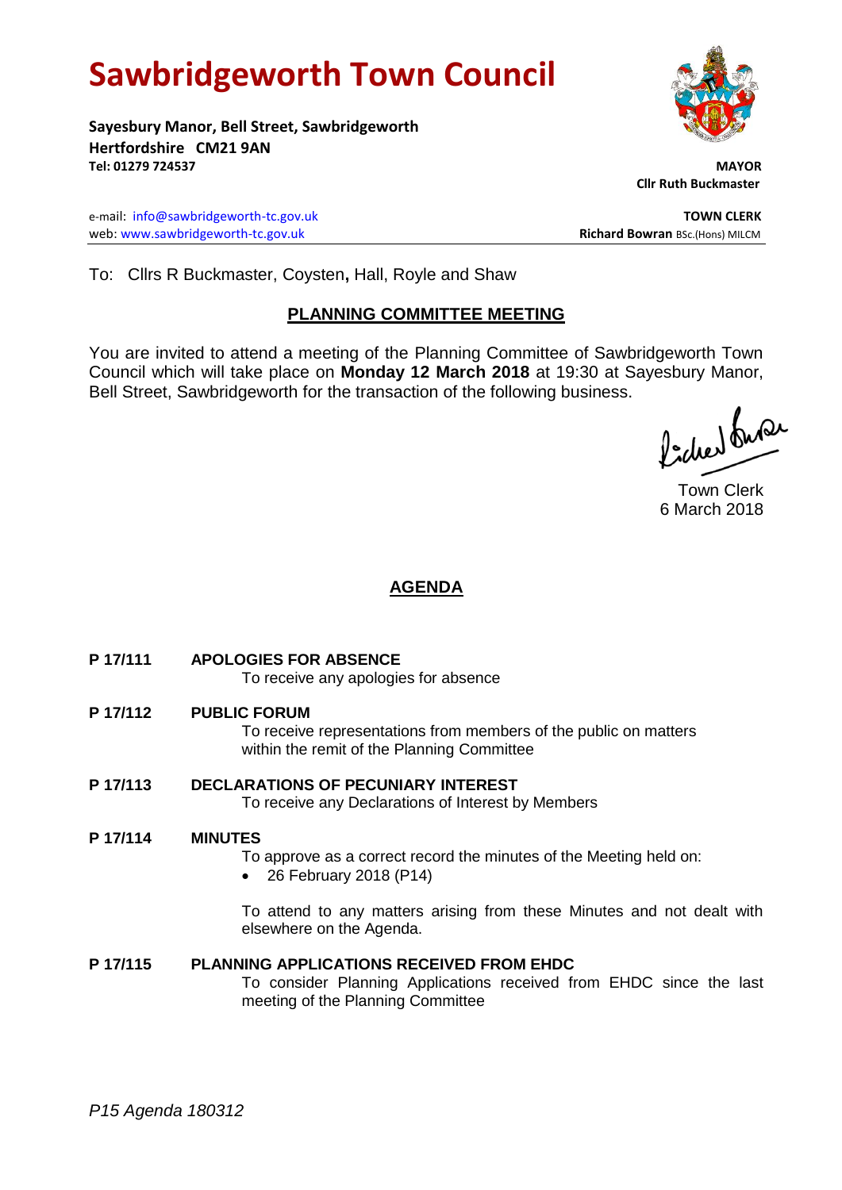# Sawbridgeworth Town Council

**Sayesbury Manor, Bell Street, Sawbridgeworth**
**Hertfordshire CM21 9AN**
**Tel: 01279 724537**

**MAYOR**
**Cllr Ruth Buckmaster**

e-mail: info@sawbridgeworth-tc.gov.uk
web: www.sawbridgeworth-tc.gov.uk

**TOWN CLERK**
**Richard Bowran** BSc.(Hons) MILCM

To: Cllrs R Buckmaster, Coysten**,** Hall, Royle and Shaw

## PLANNING COMMITTEE MEETING

You are invited to attend a meeting of the Planning Committee of Sawbridgeworth Town Council which will take place on **Monday 12 March 2018** at 19:30 at Sayesbury Manor, Bell Street, Sawbridgeworth for the transaction of the following business.

Town Clerk
6 March 2018

## AGENDA

**P 17/111 APOLOGIES FOR ABSENCE**
To receive any apologies for absence

**P 17/112 PUBLIC FORUM**
To receive representations from members of the public on matters within the remit of the Planning Committee

**P 17/113 DECLARATIONS OF PECUNIARY INTEREST**
To receive any Declarations of Interest by Members

**P 17/114 MINUTES**
To approve as a correct record the minutes of the Meeting held on:

- 26 February 2018 (P14)

To attend to any matters arising from these Minutes and not dealt with elsewhere on the Agenda.

**P 17/115 PLANNING APPLICATIONS RECEIVED FROM EHDC**
To consider Planning Applications received from EHDC since the last meeting of the Planning Committee

*P15 Agenda 180312*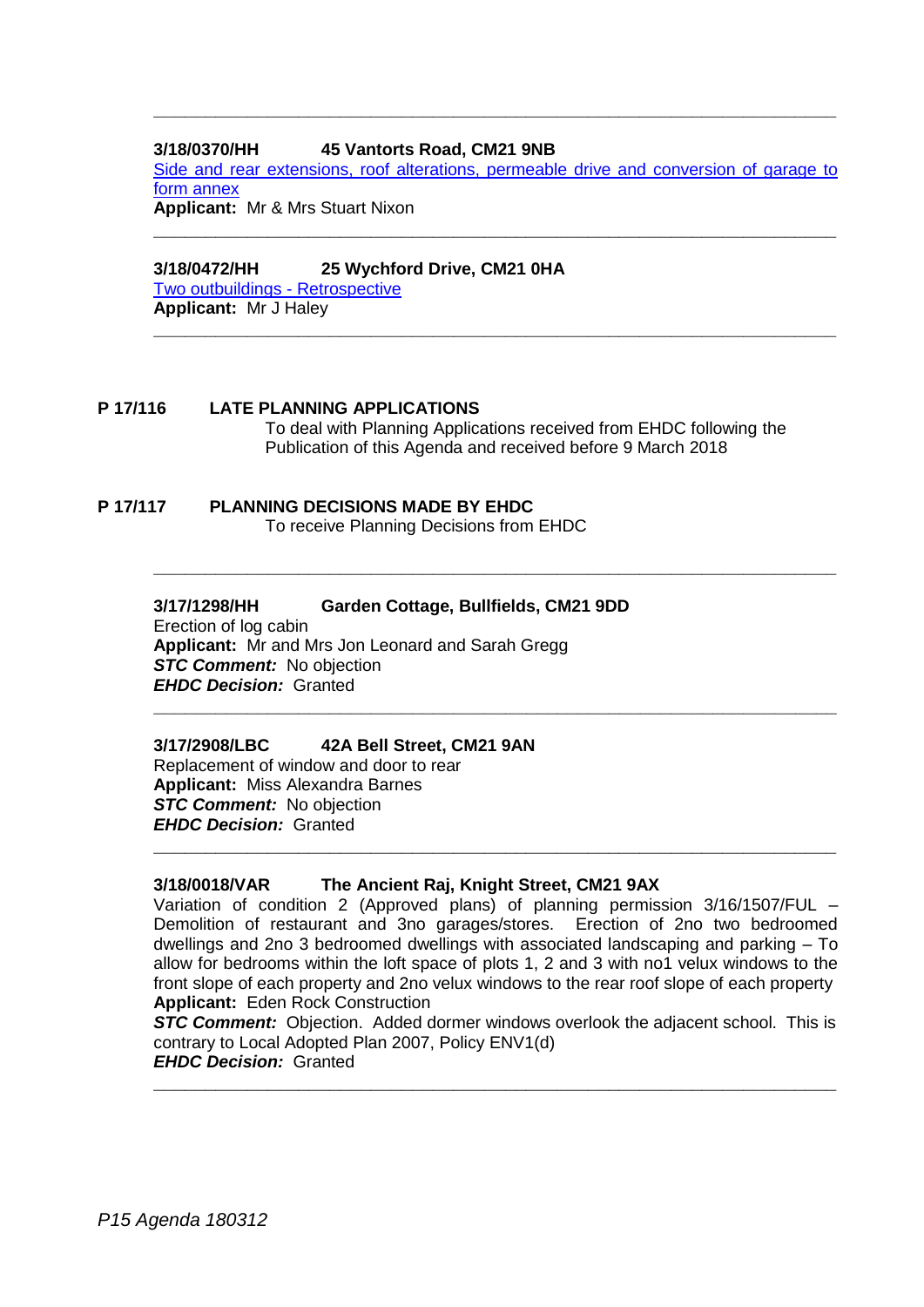---

**3/18/0370/HH 45 Vantorts Road, CM21 9NB**

Side and rear extensions, roof alterations, permeable drive and conversion of garage to form annex

**Applicant:** Mr & Mrs Stuart Nixon

---

**3/18/0472/HH 25 Wychford Drive, CM21 0HA**

Two outbuildings - Retrospective

**Applicant:** Mr J Haley

---

**P 17/116 LATE PLANNING APPLICATIONS**

To deal with Planning Applications received from EHDC following the Publication of this Agenda and received before 9 March 2018

**P 17/117 PLANNING DECISIONS MADE BY EHDC**

To receive Planning Decisions from EHDC

---

**3/17/1298/HH Garden Cottage, Bullfields, CM21 9DD**

Erection of log cabin

**Applicant:** Mr and Mrs Jon Leonard and Sarah Gregg

***STC Comment:*** No objection

***EHDC Decision:*** Granted

---

**3/17/2908/LBC 42A Bell Street, CM21 9AN**

Replacement of window and door to rear

**Applicant:** Miss Alexandra Barnes

***STC Comment:*** No objection

***EHDC Decision:*** Granted

---

**3/18/0018/VAR The Ancient Raj, Knight Street, CM21 9AX**

Variation of condition 2 (Approved plans) of planning permission 3/16/1507/FUL – Demolition of restaurant and 3no garages/stores. Erection of 2no two bedroomed dwellings and 2no 3 bedroomed dwellings with associated landscaping and parking – To allow for bedrooms within the loft space of plots 1, 2 and 3 with no1 velux windows to the front slope of each property and 2no velux windows to the rear roof slope of each property

**Applicant:** Eden Rock Construction

***STC Comment:*** Objection. Added dormer windows overlook the adjacent school. This is contrary to Local Adopted Plan 2007, Policy ENV1(d)

***EHDC Decision:*** Granted

---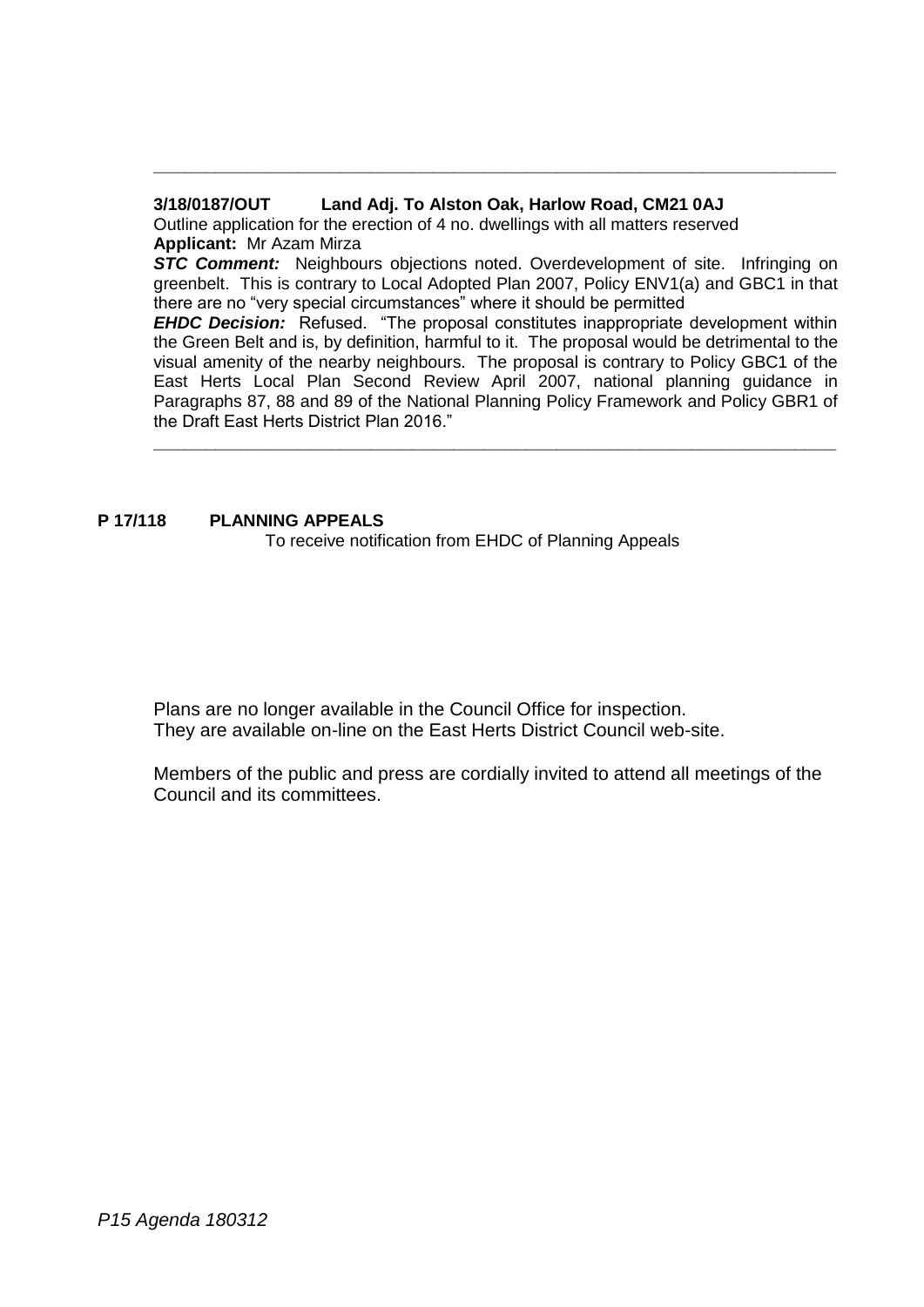---

**3/18/0187/OUT Land Adj. To Alston Oak, Harlow Road, CM21 0AJ**

Outline application for the erection of 4 no. dwellings with all matters reserved

**Applicant:** Mr Azam Mirza

***STC Comment:*** Neighbours objections noted. Overdevelopment of site. Infringing on greenbelt. This is contrary to Local Adopted Plan 2007, Policy ENV1(a) and GBC1 in that there are no "very special circumstances" where it should be permitted

***EHDC Decision:*** Refused. "The proposal constitutes inappropriate development within the Green Belt and is, by definition, harmful to it. The proposal would be detrimental to the visual amenity of the nearby neighbours. The proposal is contrary to Policy GBC1 of the East Herts Local Plan Second Review April 2007, national planning guidance in Paragraphs 87, 88 and 89 of the National Planning Policy Framework and Policy GBR1 of the Draft East Herts District Plan 2016."

---

**P 17/118 PLANNING APPEALS**

To receive notification from EHDC of Planning Appeals

Plans are no longer available in the Council Office for inspection.
They are available on-line on the East Herts District Council web-site.

Members of the public and press are cordially invited to attend all meetings of the Council and its committees.

*P15 Agenda 180312*